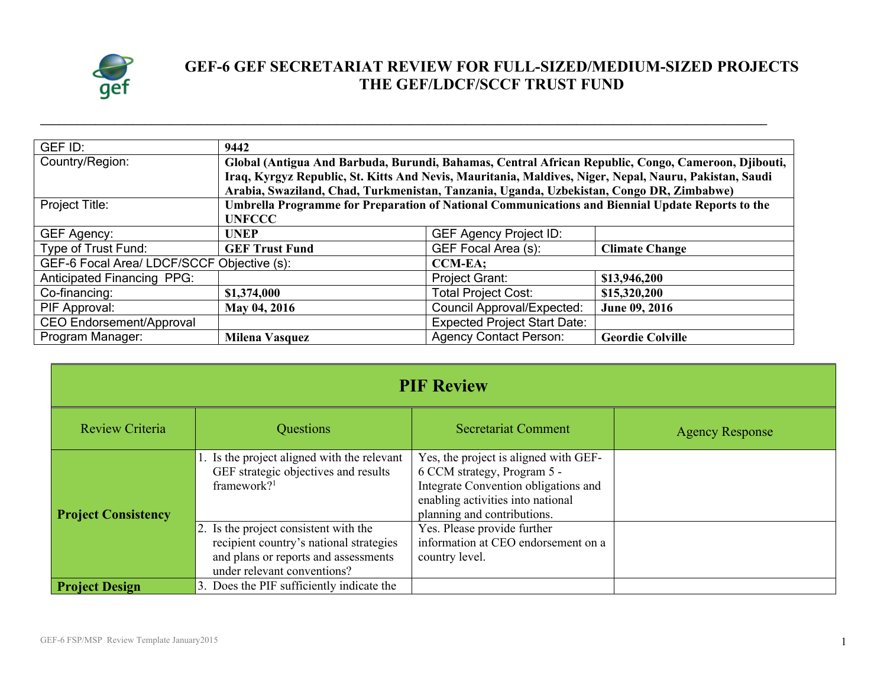# GEF-6 GEF SECRETARIAT REVIEW FOR FULL-SIZED/MEDIUM-SIZED PROJECTS THE GEF/LDCF/SCCF TRUST FUND

| GEF ID: | 9442 | | |
|---|---|---|---|
| Country/Region: | Global (Antigua And Barbuda, Burundi, Bahamas, Central African Republic, Congo, Cameroon, Djibouti, Iraq, Kyrgyz Republic, St. Kitts And Nevis, Mauritania, Maldives, Niger, Nepal, Nauru, Pakistan, Saudi Arabia, Swaziland, Chad, Turkmenistan, Tanzania, Uganda, Uzbekistan, Congo DR, Zimbabwe) | | |
| Project Title: | Umbrella Programme for Preparation of National Communications and Biennial Update Reports to the UNFCCC | | |
| GEF Agency: | UNEP | GEF Agency Project ID: | |
| Type of Trust Fund: | GEF Trust Fund | GEF Focal Area (s): | Climate Change |
| GEF-6 Focal Area/ LDCF/SCCF Objective (s): | | CCM-EA; | |
| Anticipated Financing PPG: | | Project Grant: | $13,946,200 |
| Co-financing: | $1,374,000 | Total Project Cost: | $15,320,200 |
| PIF Approval: | May 04, 2016 | Council Approval/Expected: | June 09, 2016 |
| CEO Endorsement/Approval | | Expected Project Start Date: | |
| Program Manager: | Milena Vasquez | Agency Contact Person: | Geordie Colville |

## PIF Review

| Review Criteria | Questions | Secretariat Comment | Agency Response |
|---|---|---|---|
| **Project Consistency** | 1. Is the project aligned with the relevant GEF strategic objectives and results framework?[1] | Yes, the project is aligned with GEF-6 CCM strategy, Program 5 - Integrate Convention obligations and enabling activities into national planning and contributions. | |
| | 2. Is the project consistent with the recipient country's national strategies and plans or reports and assessments under relevant conventions? | Yes. Please provide further information at CEO endorsement on a country level. | |
| **Project Design** | 3. Does the PIF sufficiently indicate the | | |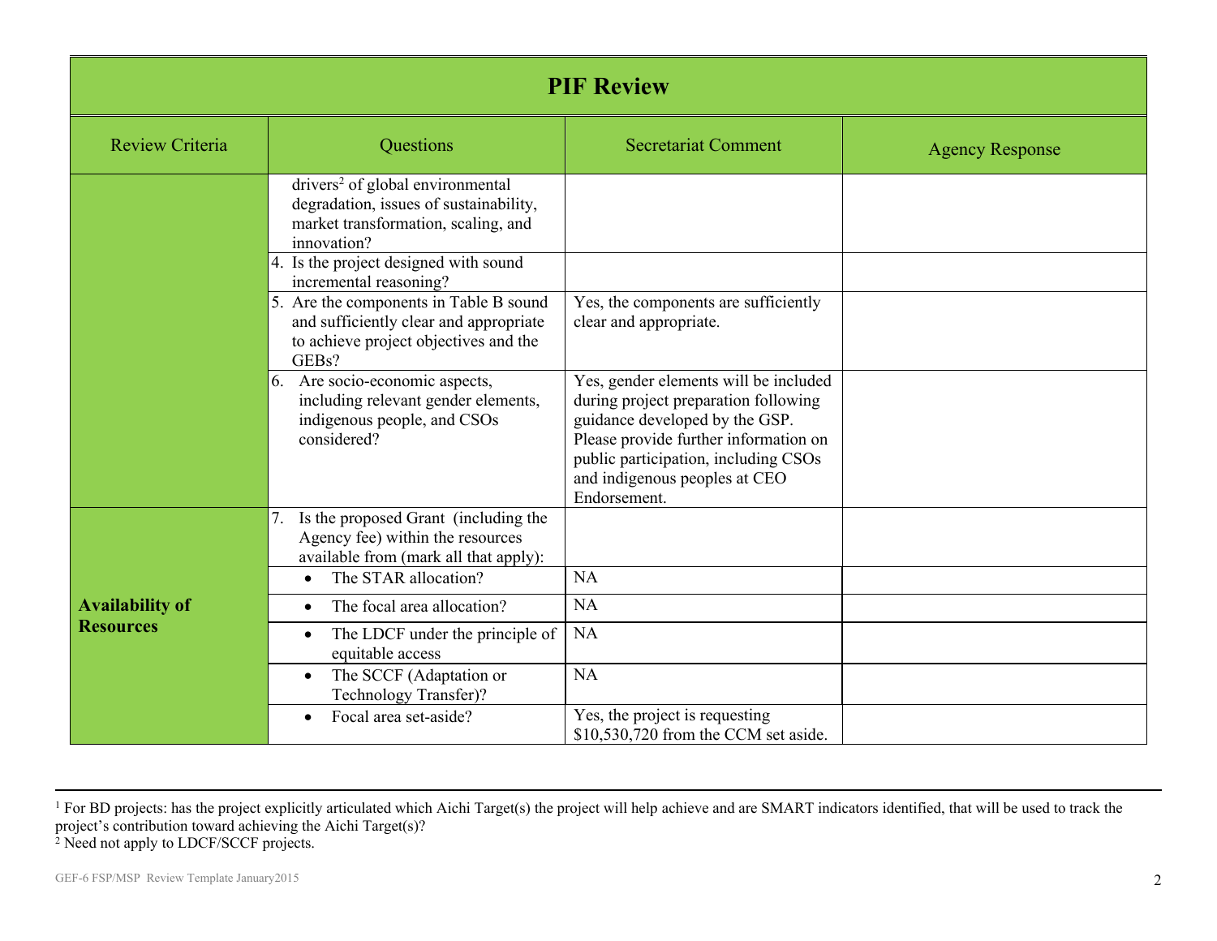## PIF Review

| Review Criteria | Questions | Secretariat Comment | Agency Response |
|---|---|---|---|
| | drivers[2] of global environmental degradation, issues of sustainability, market transformation, scaling, and innovation? | | |
| | 4. Is the project designed with sound incremental reasoning? | | |
| | 5. Are the components in Table B sound and sufficiently clear and appropriate to achieve project objectives and the GEBs? | Yes, the components are sufficiently clear and appropriate. | |
| | 6. Are socio-economic aspects, including relevant gender elements, indigenous people, and CSOs considered? | Yes, gender elements will be included during project preparation following guidance developed by the GSP. Please provide further information on public participation, including CSOs and indigenous peoples at CEO Endorsement. | |
| **Availability of Resources** | 7. Is the proposed Grant (including the Agency fee) within the resources available from (mark all that apply): | | |
| | • The STAR allocation? | NA | |
| | • The focal area allocation? | NA | |
| | • The LDCF under the principle of equitable access | NA | |
| | • The SCCF (Adaptation or Technology Transfer)? | NA | |
| | • Focal area set-aside? | Yes, the project is requesting $10,530,720 from the CCM set aside. | |

[1] For BD projects: has the project explicitly articulated which Aichi Target(s) the project will help achieve and are SMART indicators identified, that will be used to track the project's contribution toward achieving the Aichi Target(s)?

[2] Need not apply to LDCF/SCCF projects.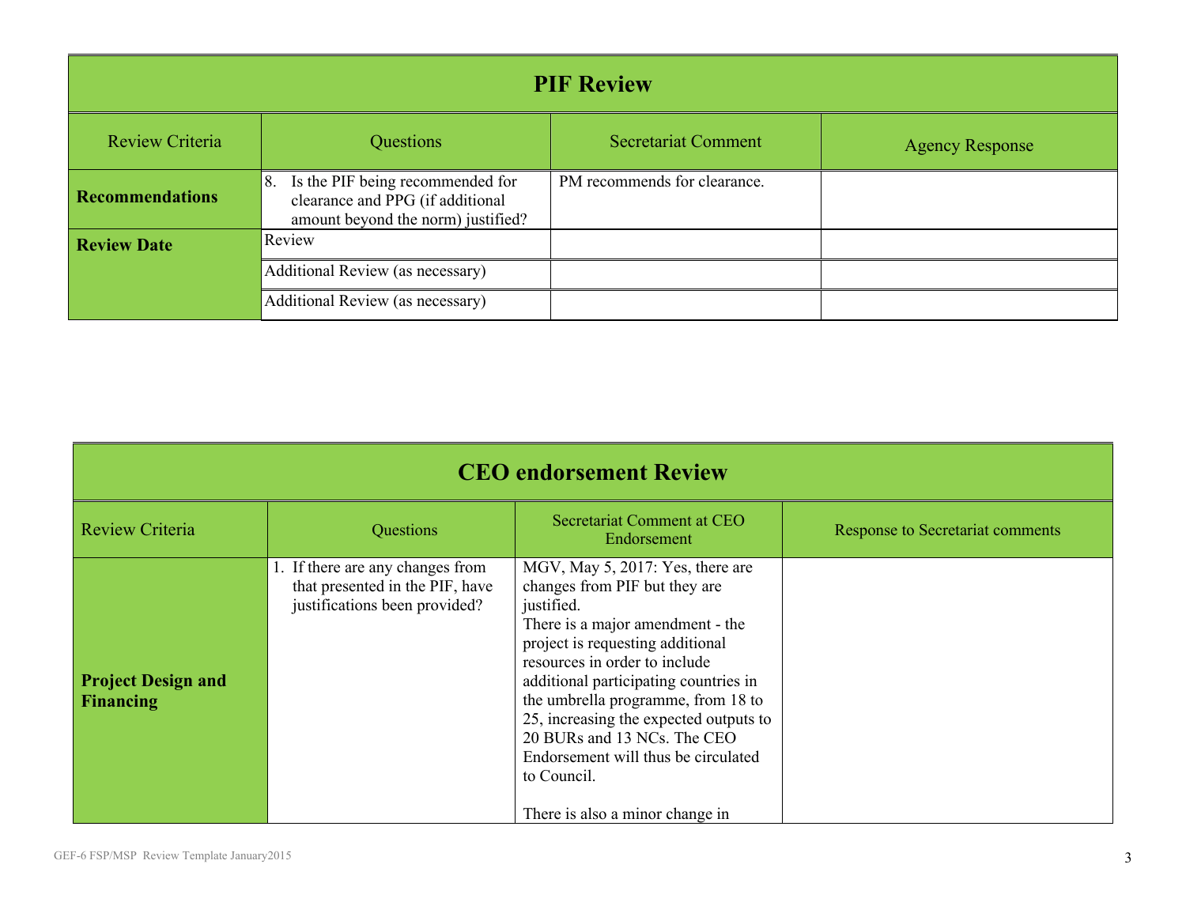| PIF Review | | | |
|---|---|---|---|
| Review Criteria | Questions | Secretariat Comment | Agency Response |
| **Recommendations** | 8. Is the PIF being recommended for clearance and PPG (if additional amount beyond the norm) justified? | PM recommends for clearance. | |
| **Review Date** | Review | | |
| | Additional Review (as necessary) | | |
| | Additional Review (as necessary) | | |

| CEO endorsement Review | | | |
|---|---|---|---|
| Review Criteria | Questions | Secretariat Comment at CEO Endorsement | Response to Secretariat comments |
| **Project Design and Financing** | 1. If there are any changes from that presented in the PIF, have justifications been provided? | MGV, May 5, 2017: Yes, there are changes from PIF but they are justified.<br>There is a major amendment - the project is requesting additional resources in order to include additional participating countries in the umbrella programme, from 18 to 25, increasing the expected outputs to 20 BURs and 13 NCs. The CEO Endorsement will thus be circulated to Council.<br><br>There is also a minor change in | |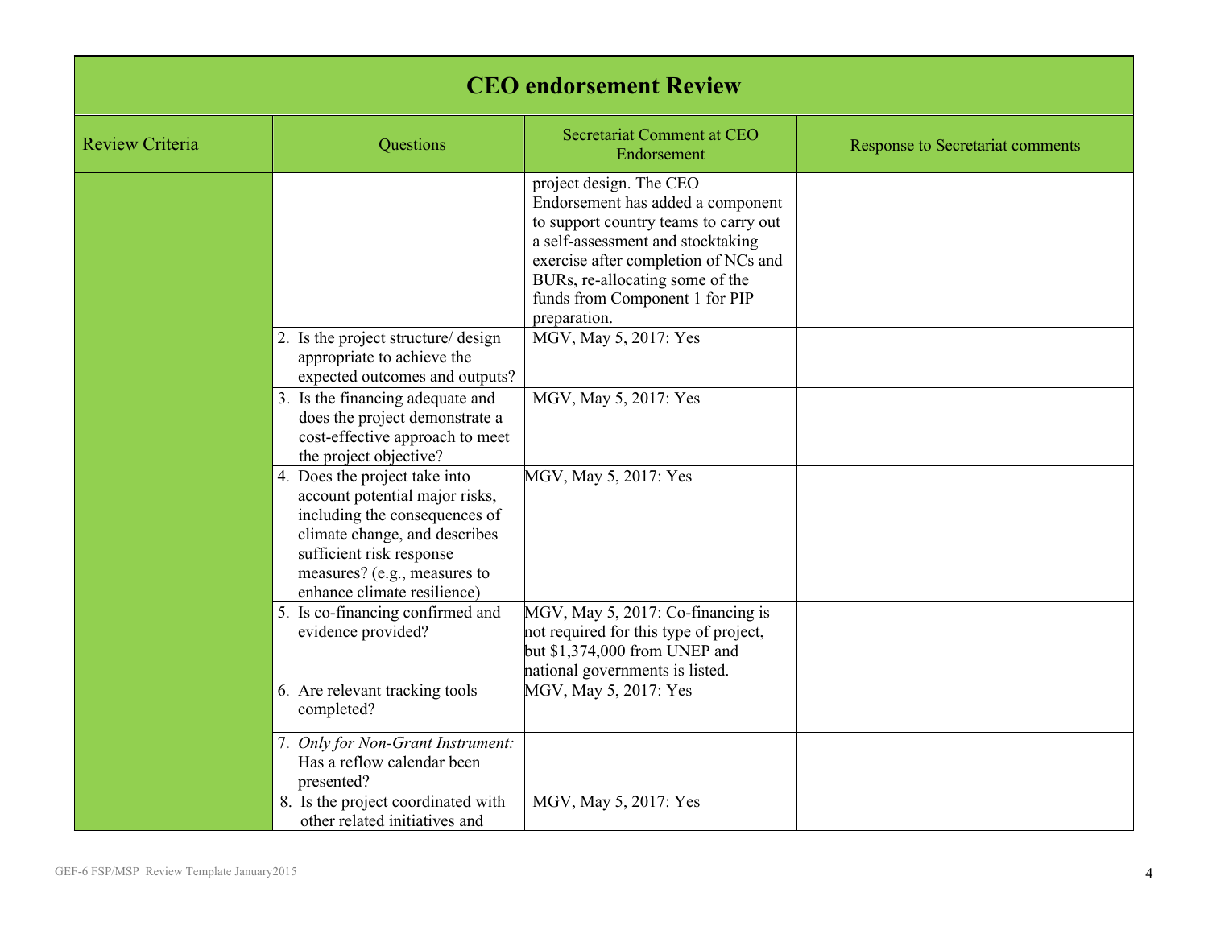| CEO endorsement Review | | | |
|---|---|---|---|
| Review Criteria | Questions | Secretariat Comment at CEO Endorsement | Response to Secretariat comments |
| | | project design. The CEO Endorsement has added a component to support country teams to carry out a self-assessment and stocktaking exercise after completion of NCs and BURs, re-allocating some of the funds from Component 1 for PIP preparation. | |
| | 2. Is the project structure/ design appropriate to achieve the expected outcomes and outputs? | MGV, May 5, 2017: Yes | |
| | 3. Is the financing adequate and does the project demonstrate a cost-effective approach to meet the project objective? | MGV, May 5, 2017: Yes | |
| | 4. Does the project take into account potential major risks, including the consequences of climate change, and describes sufficient risk response measures? (e.g., measures to enhance climate resilience) | MGV, May 5, 2017: Yes | |
| | 5. Is co-financing confirmed and evidence provided? | MGV, May 5, 2017: Co-financing is not required for this type of project, but $1,374,000 from UNEP and national governments is listed. | |
| | 6. Are relevant tracking tools completed? | MGV, May 5, 2017: Yes | |
| | 7. *Only for Non-Grant Instrument:* Has a reflow calendar been presented? | | |
| | 8. Is the project coordinated with other related initiatives and | MGV, May 5, 2017: Yes | |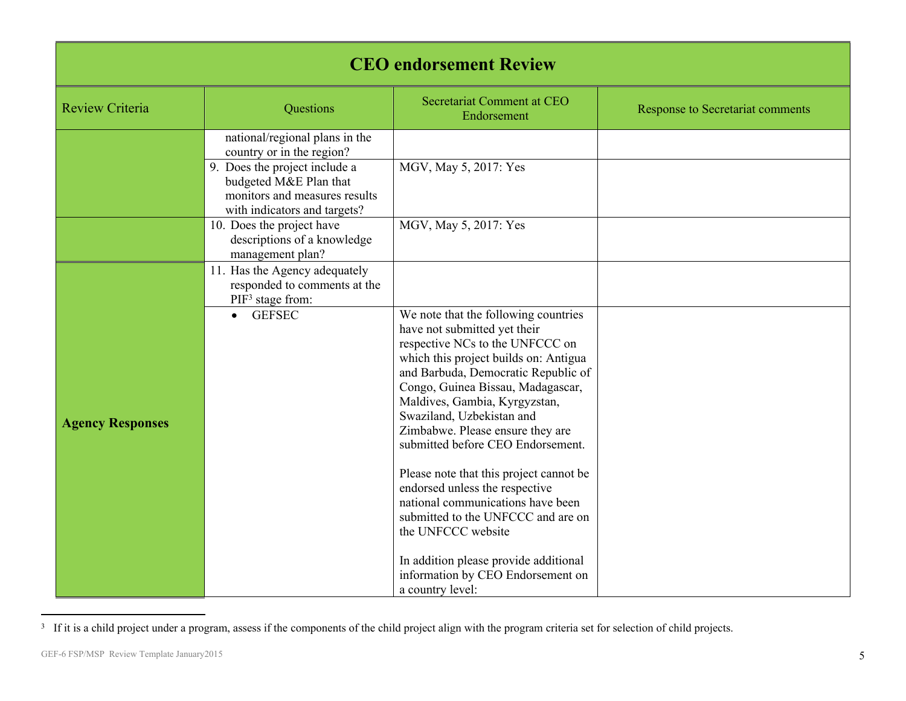| CEO endorsement Review | | | |
|---|---|---|---|
| Review Criteria | Questions | Secretariat Comment at CEO Endorsement | Response to Secretariat comments |
| | national/regional plans in the country or in the region? | | |
| | 9. Does the project include a budgeted M&E Plan that monitors and measures results with indicators and targets? | MGV, May 5, 2017: Yes | |
| | 10. Does the project have descriptions of a knowledge management plan? | MGV, May 5, 2017: Yes | |
| **Agency Responses** | 11. Has the Agency adequately responded to comments at the PIF[3] stage from: | | |
| | • GEFSEC | We note that the following countries have not submitted yet their respective NCs to the UNFCCC on which this project builds on: Antigua and Barbuda, Democratic Republic of Congo, Guinea Bissau, Madagascar, Maldives, Gambia, Kyrgyzstan, Swaziland, Uzbekistan and Zimbabwe. Please ensure they are submitted before CEO Endorsement.<br><br>Please note that this project cannot be endorsed unless the respective national communications have been submitted to the UNFCCC and are on the UNFCCC website<br><br>In addition please provide additional information by CEO Endorsement on a country level: | |

[3] If it is a child project under a program, assess if the components of the child project align with the program criteria set for selection of child projects.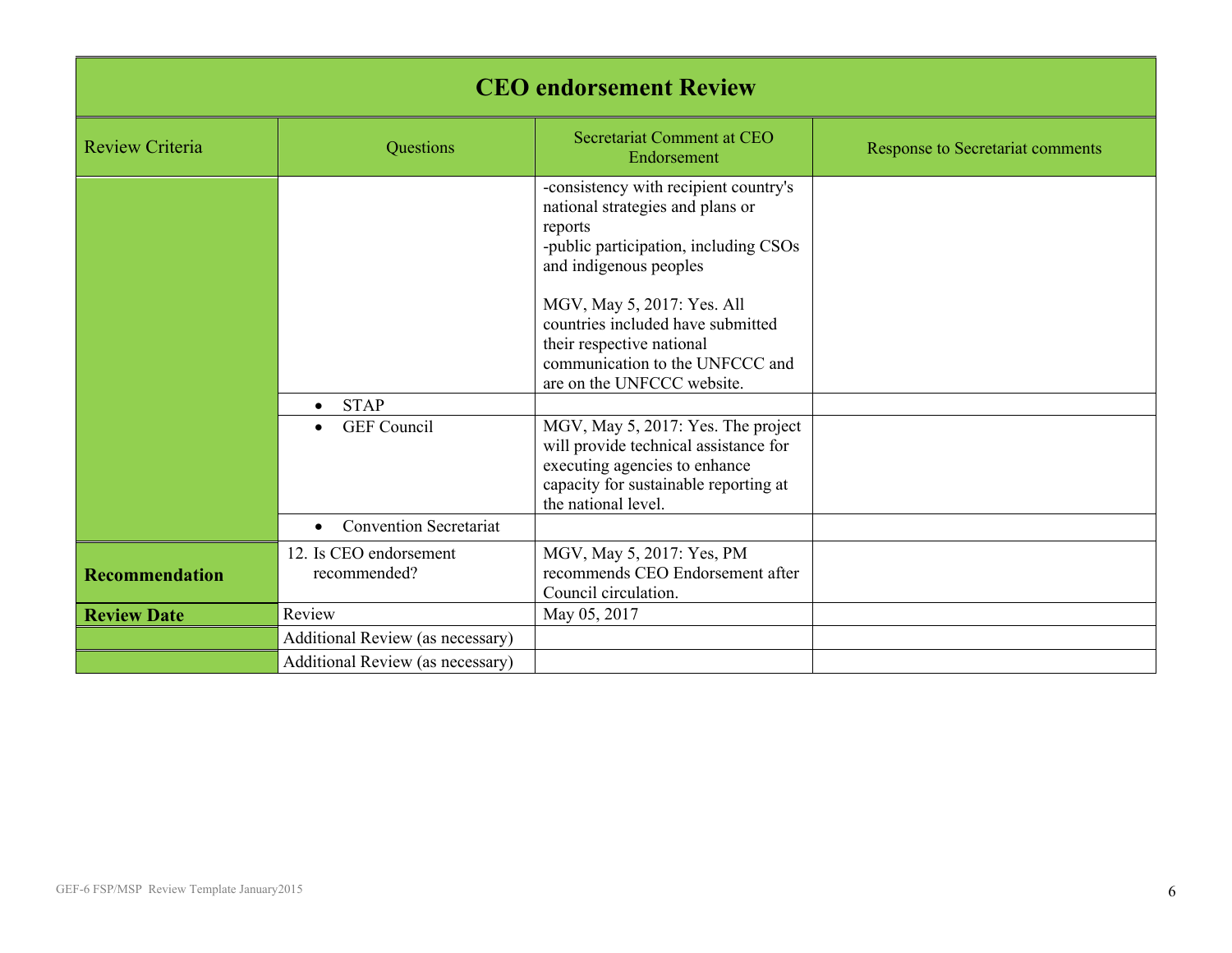| CEO endorsement Review | | | |
|---|---|---|---|
| Review Criteria | Questions | Secretariat Comment at CEO Endorsement | Response to Secretariat comments |
| | | -consistency with recipient country's national strategies and plans or reports<br>-public participation, including CSOs and indigenous peoples<br><br>MGV, May 5, 2017: Yes. All countries included have submitted their respective national communication to the UNFCCC and are on the UNFCCC website. | |
| | • STAP | | |
| | • GEF Council | MGV, May 5, 2017: Yes. The project will provide technical assistance for executing agencies to enhance capacity for sustainable reporting at the national level. | |
| | • Convention Secretariat | | |
| **Recommendation** | 12. Is CEO endorsement recommended? | MGV, May 5, 2017: Yes, PM recommends CEO Endorsement after Council circulation. | |
| **Review Date** | Review | May 05, 2017 | |
| | Additional Review (as necessary) | | |
| | Additional Review (as necessary) | | |